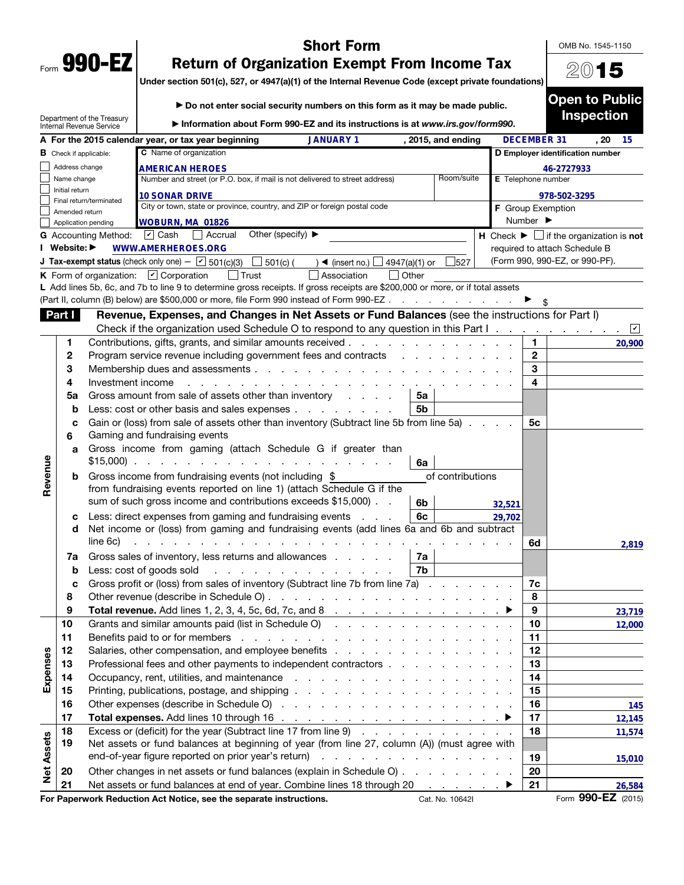Form **990-EZ**

Department of the Treasury
Internal Revenue Service

# Short Form
# Return of Organization Exempt From Income Tax

**Under section 501(c), 527, or 4947(a)(1) of the Internal Revenue Code (except private foundations)**

▶ **Do not enter social security numbers on this form as it may be made public.**

▶ **Information about Form 990-EZ and its instructions is at www.irs.gov/form990.**

OMB No. 1545-1150

**2015**

**Open to Public Inspection**

**A** For the 2015 calendar year, or tax year beginning JANUARY 1, 2015, and ending DECEMBER 31, 20 15

**B** Check if applicable:
- ☐ Address change
- ☐ Name change
- ☐ Initial return
- ☐ Final return/terminated
- ☐ Amended return
- ☐ Application pending

**C** Name of organization: AMERICAN HEROES

Number and street (or P.O. box, if mail is not delivered to street address): 10 SONAR DRIVE | Room/suite:

City or town, state or province, country, and ZIP or foreign postal code: WOBURN, MA 01826

**D Employer identification number:** 46-2727933

**E** Telephone number: 978-502-3295

**F** Group Exemption Number ▶

**G** Accounting Method: ☑ Cash ☐ Accrual Other (specify) ▶

**H** Check ▶ ☐ if the organization is **not** required to attach Schedule B (Form 990, 990-EZ, or 990-PF).

**I Website:** ▶ WWW.AMERHEROES.ORG

**J Tax-exempt status** (check only one) — ☑ 501(c)(3) ☐ 501(c) ( ) ◀ (insert no.) ☐ 4947(a)(1) or ☐ 527

**K** Form of organization: ☑ Corporation ☐ Trust ☐ Association ☐ Other

**L** Add lines 5b, 6c, and 7b to line 9 to determine gross receipts. If gross receipts are $200,000 or more, or if total assets (Part II, column (B) below) are $500,000 or more, file Form 990 instead of Form 990-EZ . . . ▶ $

## Part I — Revenue, Expenses, and Changes in Net Assets or Fund Balances (see the instructions for Part I)

Check if the organization used Schedule O to respond to any question in this Part I . . . ☑

| Section | Line | Description | Sub-line | Sub-amount | Line | Amount |
|---|---|---|---|---|---|---|
| Revenue | 1 | Contributions, gifts, grants, and similar amounts received | | | 1 | 20,900 |
| | 2 | Program service revenue including government fees and contracts | | | 2 | |
| | 3 | Membership dues and assessments | | | 3 | |
| | 4 | Investment income | | | 4 | |
| | 5a | Gross amount from sale of assets other than inventory | 5a | | | |
| | b | Less: cost or other basis and sales expenses | 5b | | | |
| | c | Gain or (loss) from sale of assets other than inventory (Subtract line 5b from line 5a) | | | 5c | |
| | 6 | Gaming and fundraising events | | | | |
| | a | Gross income from gaming (attach Schedule G if greater than $15,000) | 6a | | | |
| | b | Gross income from fundraising events (not including $ ___ of contributions from fundraising events reported on line 1) (attach Schedule G if the sum of such gross income and contributions exceeds $15,000) | 6b | 32,521 | | |
| | c | Less: direct expenses from gaming and fundraising events | 6c | 29,702 | | |
| | d | Net income or (loss) from gaming and fundraising events (add lines 6a and 6b and subtract line 6c) | | | 6d | 2,819 |
| | 7a | Gross sales of inventory, less returns and allowances | 7a | | | |
| | b | Less: cost of goods sold | 7b | | | |
| | c | Gross profit or (loss) from sales of inventory (Subtract line 7b from line 7a) | | | 7c | |
| | 8 | Other revenue (describe in Schedule O) | | | 8 | |
| | 9 | **Total revenue.** Add lines 1, 2, 3, 4, 5c, 6d, 7c, and 8 ▶ | | | 9 | 23,719 |
| Expenses | 10 | Grants and similar amounts paid (list in Schedule O) | | | 10 | 12,000 |
| | 11 | Benefits paid to or for members | | | 11 | |
| | 12 | Salaries, other compensation, and employee benefits | | | 12 | |
| | 13 | Professional fees and other payments to independent contractors | | | 13 | |
| | 14 | Occupancy, rent, utilities, and maintenance | | | 14 | |
| | 15 | Printing, publications, postage, and shipping | | | 15 | |
| | 16 | Other expenses (describe in Schedule O) | | | 16 | 145 |
| | 17 | **Total expenses.** Add lines 10 through 16 ▶ | | | 17 | 12,145 |
| Net Assets | 18 | Excess or (deficit) for the year (Subtract line 17 from line 9) | | | 18 | 11,574 |
| | 19 | Net assets or fund balances at beginning of year (from line 27, column (A)) (must agree with end-of-year figure reported on prior year's return) | | | 19 | 15,010 |
| | 20 | Other changes in net assets or fund balances (explain in Schedule O) | | | 20 | |
| | 21 | Net assets or fund balances at end of year. Combine lines 18 through 20 ▶ | | | 21 | 26,584 |

**For Paperwork Reduction Act Notice, see the separate instructions.** Cat. No. 10642I Form **990-EZ** (2015)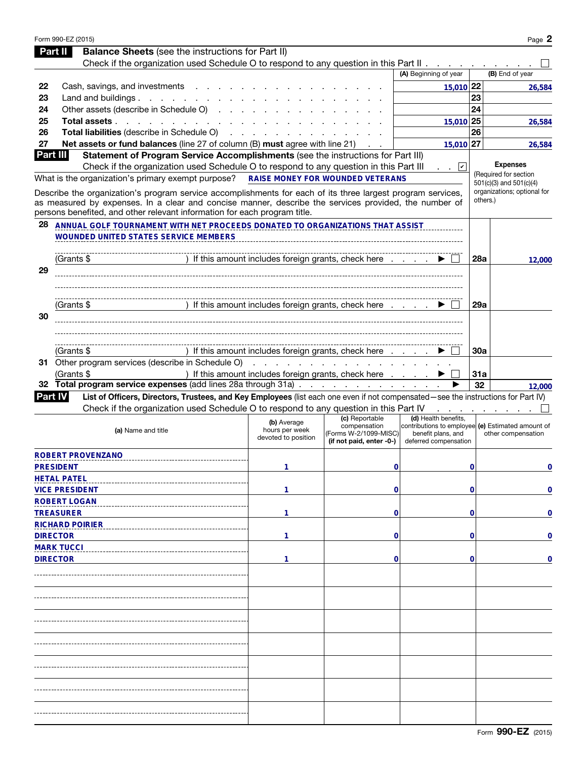Form 990-EZ (2015) Page 2

## Part II Balance Sheets (see the instructions for Part II)

Check if the organization used Schedule O to respond to any question in this Part II . . . . . . . . . ☐

| | | (A) Beginning of year | | (B) End of year |
|---|---|---|---|---|
| 22 | Cash, savings, and investments | 15,010 | 22 | 26,584 |
| 23 | Land and buildings | | 23 | |
| 24 | Other assets (describe in Schedule O) | | 24 | |
| 25 | **Total assets** | 15,010 | 25 | 26,584 |
| 26 | **Total liabilities** (describe in Schedule O) | | 26 | |
| 27 | **Net assets or fund balances** (line 27 of column (B) **must** agree with line 21) | 15,010 | 27 | 26,584 |

## Part III Statement of Program Service Accomplishments (see the instructions for Part III)

Check if the organization used Schedule O to respond to any question in this Part III . . ☑

What is the organization's primary exempt purpose? RAISE MONEY FOR WOUNDED VETERANS

Describe the organization's program service accomplishments for each of its three largest program services, as measured by expenses. In a clear and concise manner, describe the services provided, the number of persons benefited, and other relevant information for each program title.

**Expenses** (Required for section 501(c)(3) and 501(c)(4) organizations; optional for others.)

| | | | Expenses |
|---|---|---|---|
| 28 | ANNUAL GOLF TOURNAMENT WITH NET PROCEEDS DONATED TO ORGANIZATIONS THAT ASSIST WOUNDED UNITED STATES SERVICE MEMBERS<br>(Grants $ ) If this amount includes foreign grants, check here ▶ ☐ | 28a | 12,000 |
| 29 | (Grants $ ) If this amount includes foreign grants, check here ▶ ☐ | 29a | |
| 30 | (Grants $ ) If this amount includes foreign grants, check here ▶ ☐ | 30a | |
| 31 | Other program services (describe in Schedule O)<br>(Grants $ ) If this amount includes foreign grants, check here ▶ ☐ | 31a | |
| 32 | **Total program service expenses** (add lines 28a through 31a) ▶ | 32 | 12,000 |

## Part IV List of Officers, Directors, Trustees, and Key Employees (list each one even if not compensated—see the instructions for Part IV)

Check if the organization used Schedule O to respond to any question in this Part IV . . . . . . . . ☐

| (a) Name and title | (b) Average hours per week devoted to position | (c) Reportable compensation (Forms W-2/1099-MISC) (if not paid, enter -0-) | (d) Health benefits, contributions to employee benefit plans, and deferred compensation | (e) Estimated amount of other compensation |
|---|---|---|---|---|
| ROBERT PROVENZANO<br>PRESIDENT | 1 | 0 | 0 | 0 |
| HETAL PATEL<br>VICE PRESIDENT | 1 | 0 | 0 | 0 |
| ROBERT LOGAN<br>TREASURER | 1 | 0 | 0 | 0 |
| RICHARD POIRIER<br>DIRECTOR | 1 | 0 | 0 | 0 |
| MARK TUCCI<br>DIRECTOR | 1 | 0 | 0 | 0 |

Form **990-EZ** (2015)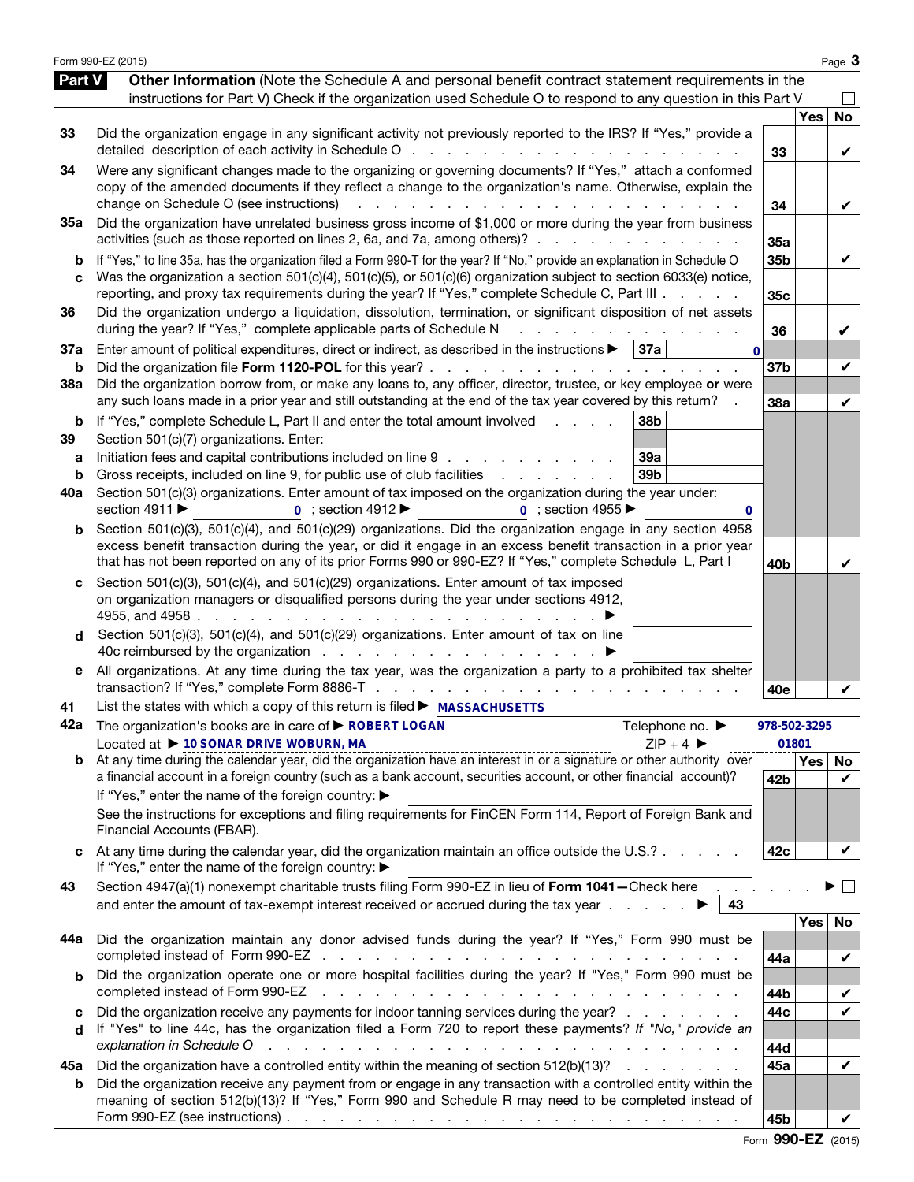## Part V Other Information

(Note the Schedule A and personal benefit contract statement requirements in the instructions for Part V) Check if the organization used Schedule O to respond to any question in this Part V ☐

| | | Line | Yes | No |
|---|---|---|---|---|
| 33 | Did the organization engage in any significant activity not previously reported to the IRS? If "Yes," provide a detailed description of each activity in Schedule O | 33 | | ✔ |
| 34 | Were any significant changes made to the organizing or governing documents? If "Yes," attach a conformed copy of the amended documents if they reflect a change to the organization's name. Otherwise, explain the change on Schedule O (see instructions) | 34 | | ✔ |
| 35a | Did the organization have unrelated business gross income of $1,000 or more during the year from business activities (such as those reported on lines 2, 6a, and 7a, among others)? | 35a | | |
| b | If "Yes," to line 35a, has the organization filed a Form 990-T for the year? If "No," provide an explanation in Schedule O | 35b | | ✔ |
| c | Was the organization a section 501(c)(4), 501(c)(5), or 501(c)(6) organization subject to section 6033(e) notice, reporting, and proxy tax requirements during the year? If "Yes," complete Schedule C, Part III | 35c | | |
| 36 | Did the organization undergo a liquidation, dissolution, termination, or significant disposition of net assets during the year? If "Yes," complete applicable parts of Schedule N | 36 | | ✔ |
| 37a | Enter amount of political expenditures, direct or indirect, as described in the instructions ▶ 37a 0 | | | |
| b | Did the organization file **Form 1120-POL** for this year? | 37b | | ✔ |
| 38a | Did the organization borrow from, or make any loans to, any officer, director, trustee, or key employee **or** were any such loans made in a prior year and still outstanding at the end of the tax year covered by this return? | 38a | | ✔ |
| b | If "Yes," complete Schedule L, Part II and enter the total amount involved 38b | | | |
| 39 | Section 501(c)(7) organizations. Enter: | | | |
| a | Initiation fees and capital contributions included on line 9 39a | | | |
| b | Gross receipts, included on line 9, for public use of club facilities 39b | | | |
| 40a | Section 501(c)(3) organizations. Enter amount of tax imposed on the organization during the year under: section 4911 ▶ 0 ; section 4912 ▶ 0 ; section 4955 ▶ 0 | | | |
| b | Section 501(c)(3), 501(c)(4), and 501(c)(29) organizations. Did the organization engage in any section 4958 excess benefit transaction during the year, or did it engage in an excess benefit transaction in a prior year that has not been reported on any of its prior Forms 990 or 990-EZ? If "Yes," complete Schedule L, Part I | 40b | | ✔ |
| c | Section 501(c)(3), 501(c)(4), and 501(c)(29) organizations. Enter amount of tax imposed on organization managers or disqualified persons during the year under sections 4912, 4955, and 4958 ▶ | | | |
| d | Section 501(c)(3), 501(c)(4), and 501(c)(29) organizations. Enter amount of tax on line 40c reimbursed by the organization ▶ | | | |
| e | All organizations. At any time during the tax year, was the organization a party to a prohibited tax shelter transaction? If "Yes," complete Form 8886-T | 40e | | ✔ |

41 List the states with which a copy of this return is filed ▶ MASSACHUSETTS

42a The organization's books are in care of ▶ ROBERT LOGAN Telephone no. ▶ 978-502-3295

Located at ▶ 10 SONAR DRIVE WOBURN, MA ZIP + 4 ▶ 01801

| | | Line | Yes | No |
|---|---|---|---|---|
| b | At any time during the calendar year, did the organization have an interest in or a signature or other authority over a financial account in a foreign country (such as a bank account, securities account, or other financial account)? If "Yes," enter the name of the foreign country: ▶ See the instructions for exceptions and filing requirements for FinCEN Form 114, Report of Foreign Bank and Financial Accounts (FBAR). | 42b | | ✔ |
| c | At any time during the calendar year, did the organization maintain an office outside the U.S.? If "Yes," enter the name of the foreign country: ▶ | 42c | | ✔ |

43 Section 4947(a)(1) nonexempt charitable trusts filing Form 990-EZ in lieu of **Form 1041**—Check here ▶ ☐ and enter the amount of tax-exempt interest received or accrued during the tax year ▶ 43

| | | Line | Yes | No |
|---|---|---|---|---|
| 44a | Did the organization maintain any donor advised funds during the year? If "Yes," Form 990 must be completed instead of Form 990-EZ | 44a | | ✔ |
| b | Did the organization operate one or more hospital facilities during the year? If "Yes," Form 990 must be completed instead of Form 990-EZ | 44b | | ✔ |
| c | Did the organization receive any payments for indoor tanning services during the year? | 44c | | ✔ |
| d | If "Yes" to line 44c, has the organization filed a Form 720 to report these payments? *If "No," provide an explanation in Schedule O* | 44d | | |
| 45a | Did the organization have a controlled entity within the meaning of section 512(b)(13)? | 45a | | ✔ |
| b | Did the organization receive any payment from or engage in any transaction with a controlled entity within the meaning of section 512(b)(13)? If "Yes," Form 990 and Schedule R may need to be completed instead of Form 990-EZ (see instructions) | 45b | | ✔ |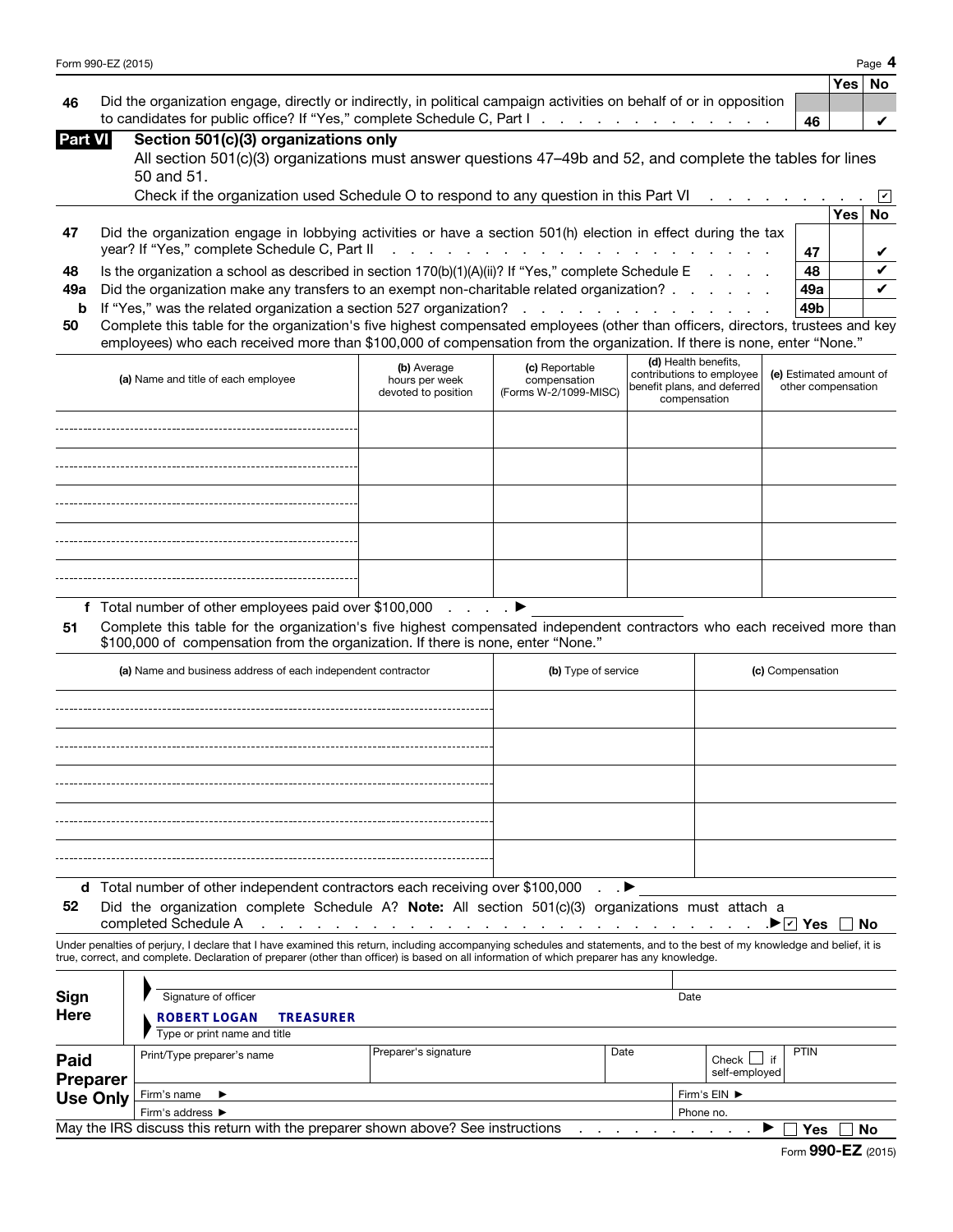Form 990-EZ (2015) Page 4

| | | | Yes | No |
|---|---|---|---|---|
| 46 | Did the organization engage, directly or indirectly, in political campaign activities on behalf of or in opposition to candidates for public office? If "Yes," complete Schedule C, Part I | 46 | | ✔ |

**Part VI** **Section 501(c)(3) organizations only**

All section 501(c)(3) organizations must answer questions 47–49b and 52, and complete the tables for lines 50 and 51.

Check if the organization used Schedule O to respond to any question in this Part VI ☑

| | | | Yes | No |
|---|---|---|---|---|
| 47 | Did the organization engage in lobbying activities or have a section 501(h) election in effect during the tax year? If "Yes," complete Schedule C, Part II | 47 | | ✔ |
| 48 | Is the organization a school as described in section 170(b)(1)(A)(ii)? If "Yes," complete Schedule E | 48 | | ✔ |
| 49a | Did the organization make any transfers to an exempt non-charitable related organization? | 49a | | ✔ |
| b | If "Yes," was the related organization a section 527 organization? | 49b | | |

**50** Complete this table for the organization's five highest compensated employees (other than officers, directors, trustees and key employees) who each received more than $100,000 of compensation from the organization. If there is none, enter "None."

| (a) Name and title of each employee | (b) Average hours per week devoted to position | (c) Reportable compensation (Forms W-2/1099-MISC) | (d) Health benefits, contributions to employee benefit plans, and deferred compensation | (e) Estimated amount of other compensation |
|---|---|---|---|---|
| | | | | |
| | | | | |
| | | | | |
| | | | | |
| | | | | |

**f** Total number of other employees paid over $100,000 ▶

**51** Complete this table for the organization's five highest compensated independent contractors who each received more than $100,000 of compensation from the organization. If there is none, enter "None."

| (a) Name and business address of each independent contractor | (b) Type of service | (c) Compensation |
|---|---|---|
| | | |
| | | |
| | | |
| | | |
| | | |

**d** Total number of other independent contractors each receiving over $100,000 ▶

**52** Did the organization complete Schedule A? **Note:** All section 501(c)(3) organizations must attach a completed Schedule A ▶ ☑ Yes ☐ No

Under penalties of perjury, I declare that I have examined this return, including accompanying schedules and statements, and to the best of my knowledge and belief, it is true, correct, and complete. Declaration of preparer (other than officer) is based on all information of which preparer has any knowledge.

**Sign Here**

Signature of officer | Date

ROBERT LOGAN TREASURER

Type or print name and title

**Paid Preparer Use Only**

| Print/Type preparer's name | Preparer's signature | Date | Check ☐ if self-employed | PTIN |
|---|---|---|---|---|
| Firm's name ▶ | | | Firm's EIN ▶ | |
| Firm's address ▶ | | | Phone no. | |

May the IRS discuss this return with the preparer shown above? See instructions ▶ ☐ Yes ☐ No

Form **990-EZ** (2015)